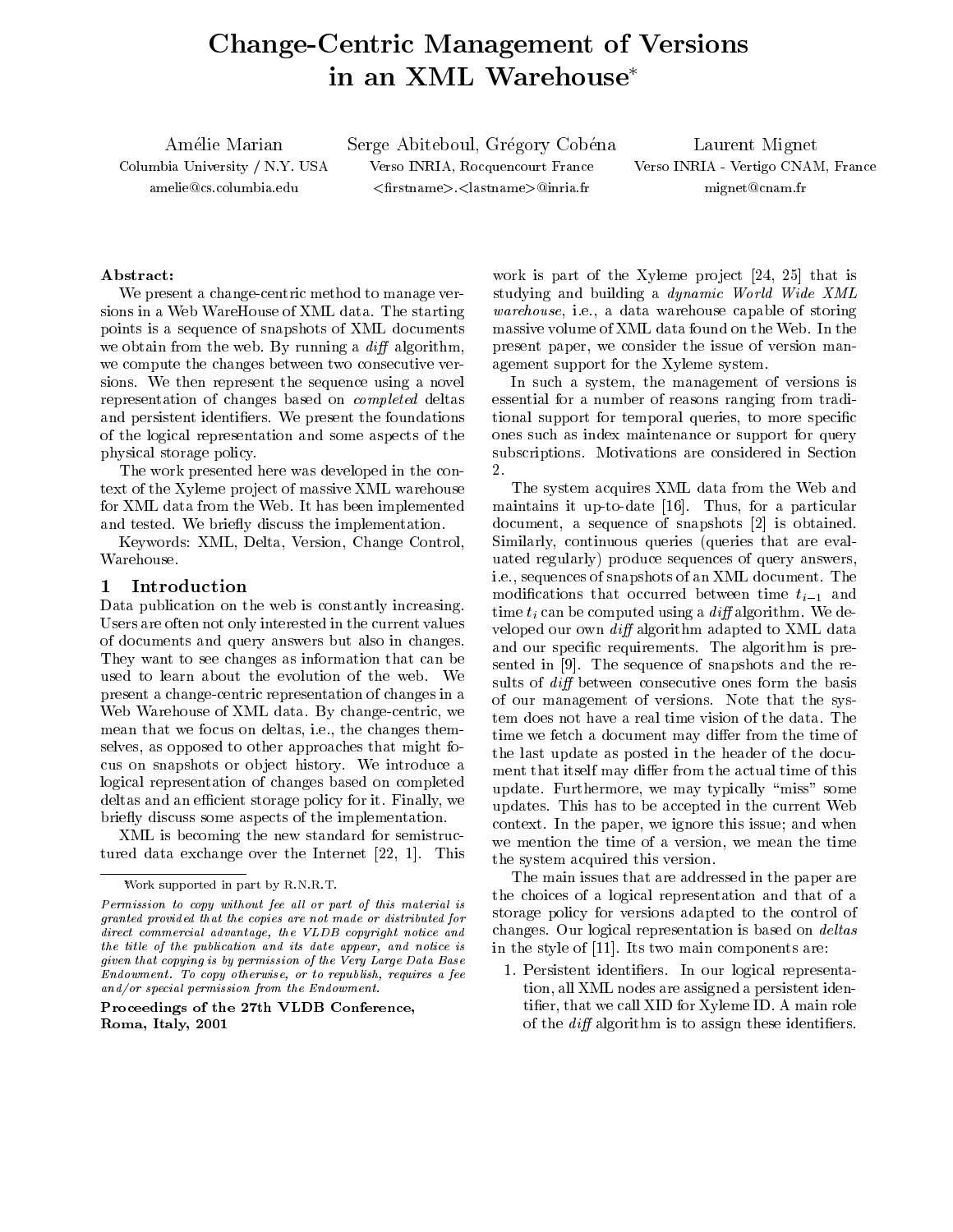# Change-Centric Management of Versions in an XML Warehouse*

Amélie Marian
Columbia University / N.Y. USA
amelie@cs.columbia.edu

Serge Abiteboul, Grégory Cobéna
Verso INRIA, Rocquencourt France
<firstname>.<lastname>@inria.fr

Laurent Mignet
Verso INRIA - Vertigo CNAM, France
mignet@cnam.fr

**Abstract:**

We present a change-centric method to manage versions in a Web WareHouse of XML data. The starting points is a sequence of snapshots of XML documents we obtain from the web. By running a *diff* algorithm, we compute the changes between two consecutive versions. We then represent the sequence using a novel representation of changes based on *completed* deltas and persistent identifiers. We present the foundations of the logical representation and some aspects of the physical storage policy.

The work presented here was developed in the context of the Xyleme project of massive XML warehouse for XML data from the Web. It has been implemented and tested. We briefly discuss the implementation.

Keywords: XML, Delta, Version, Change Control, Warehouse.

## 1 Introduction

Data publication on the web is constantly increasing. Users are often not only interested in the current values of documents and query answers but also in changes. They want to see changes as information that can be used to learn about the evolution of the web. We present a change-centric representation of changes in a Web Warehouse of XML data. By change-centric, we mean that we focus on deltas, i.e., the changes themselves, as opposed to other approaches that might focus on snapshots or object history. We introduce a logical representation of changes based on completed deltas and an efficient storage policy for it. Finally, we briefly discuss some aspects of the implementation.

XML is becoming the new standard for semistructured data exchange over the Internet [22, 1]. This work is part of the Xyleme project [24, 25] that is studying and building a *dynamic World Wide XML warehouse*, i.e., a data warehouse capable of storing massive volume of XML data found on the Web. In the present paper, we consider the issue of version management support for the Xyleme system.

In such a system, the management of versions is essential for a number of reasons ranging from traditional support for temporal queries, to more specific ones such as index maintenance or support for query subscriptions. Motivations are considered in Section 2.

The system acquires XML data from the Web and maintains it up-to-date [16]. Thus, for a particular document, a sequence of snapshots [2] is obtained. Similarly, continuous queries (queries that are evaluated regularly) produce sequences of query answers, i.e., sequences of snapshots of an XML document. The modifications that occurred between time $t_{i-1}$ and time $t_i$ can be computed using a *diff* algorithm. We developed our own *diff* algorithm adapted to XML data and our specific requirements. The algorithm is presented in [9]. The sequence of snapshots and the results of *diff* between consecutive ones form the basis of our management of versions. Note that the system does not have a real time vision of the data. The time we fetch a document may differ from the time of the last update as posted in the header of the document that itself may differ from the actual time of this update. Furthermore, we may typically "miss" some updates. This has to be accepted in the current Web context. In the paper, we ignore this issue; and when we mention the time of a version, we mean the time the system acquired this version.

The main issues that are addressed in the paper are the choices of a logical representation and that of a storage policy for versions adapted to the control of changes. Our logical representation is based on *deltas* in the style of [11]. Its two main components are:

1. Persistent identifiers. In our logical representation, all XML nodes are assigned a persistent identifier, that we call XID for Xyleme ID. A main role of the *diff* algorithm is to assign these identifiers.

*Work supported in part by R.N.R.T.

*Permission to copy without fee all or part of this material is granted provided that the copies are not made or distributed for direct commercial advantage, the VLDB copyright notice and the title of the publication and its date appear, and notice is given that copying is by permission of the Very Large Data Base Endowment. To copy otherwise, or to republish, requires a fee and/or special permission from the Endowment.*

**Proceedings of the 27th VLDB Conference, Roma, Italy, 2001**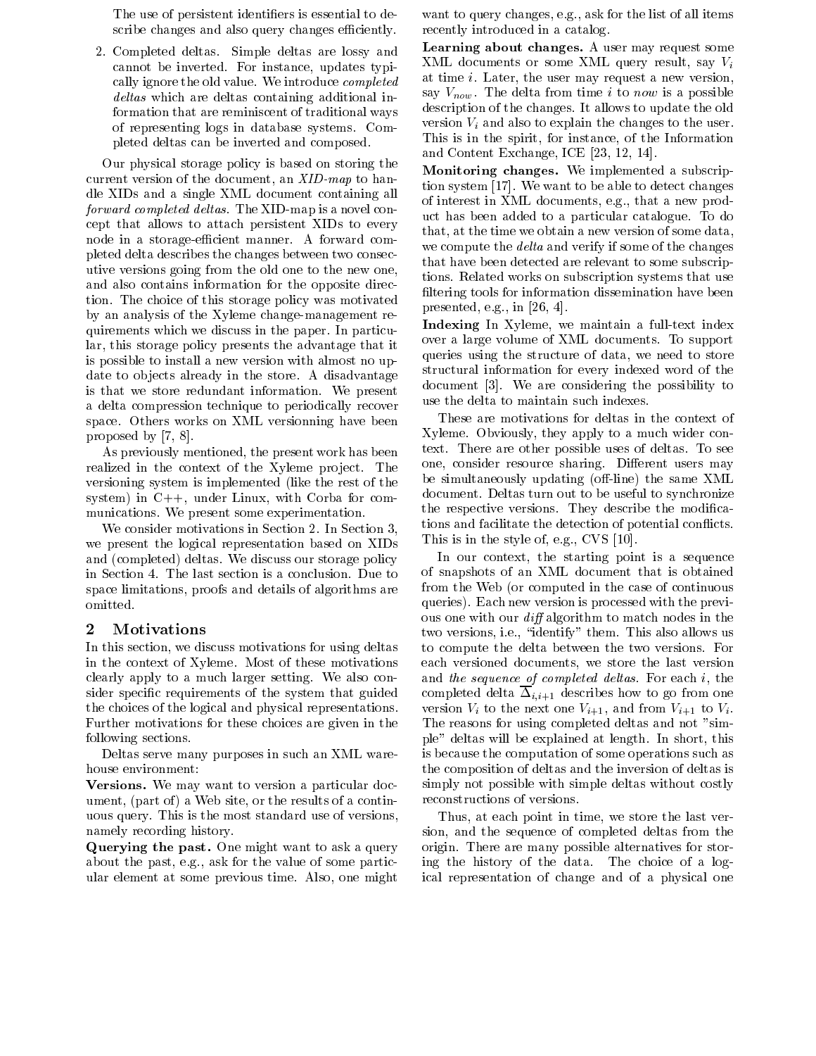The use of persistent identifiers is essential to describe changes and also query changes efficiently.

2. Completed deltas. Simple deltas are lossy and cannot be inverted. For instance, updates typically ignore the old value. We introduce *completed deltas* which are deltas containing additional information that are reminiscent of traditional ways of representing logs in database systems. Completed deltas can be inverted and composed.

Our physical storage policy is based on storing the current version of the document, an *XID-map* to handle XIDs and a single XML document containing all *forward completed deltas*. The XID-map is a novel concept that allows to attach persistent XIDs to every node in a storage-efficient manner. A forward completed delta describes the changes between two consecutive versions going from the old one to the new one, and also contains information for the opposite direction. The choice of this storage policy was motivated by an analysis of the Xyleme change-management requirements which we discuss in the paper. In particular, this storage policy presents the advantage that it is possible to install a new version with almost no update to objects already in the store. A disadvantage is that we store redundant information. We present a delta compression technique to periodically recover space. Others works on XML versionning have been proposed by [7, 8].

As previously mentioned, the present work has been realized in the context of the Xyleme project. The versioning system is implemented (like the rest of the system) in C++, under Linux, with Corba for communications. We present some experimentation.

We consider motivations in Section 2. In Section 3, we present the logical representation based on XIDs and (completed) deltas. We discuss our storage policy in Section 4. The last section is a conclusion. Due to space limitations, proofs and details of algorithms are omitted.

## 2 Motivations

In this section, we discuss motivations for using deltas in the context of Xyleme. Most of these motivations clearly apply to a much larger setting. We also consider specific requirements of the system that guided the choices of the logical and physical representations. Further motivations for these choices are given in the following sections.

Deltas serve many purposes in such an XML warehouse environment:

**Versions.** We may want to version a particular document, (part of) a Web site, or the results of a continuous query. This is the most standard use of versions, namely recording history.

**Querying the past.** One might want to ask a query about the past, e.g., ask for the value of some particular element at some previous time. Also, one might want to query changes, e.g., ask for the list of all items recently introduced in a catalog.

**Learning about changes.** A user may request some XML documents or some XML query result, say $V_i$ at time $i$. Later, the user may request a new version, say $V_{now}$. The delta from time $i$ to *now* is a possible description of the changes. It allows to update the old version $V_i$ and also to explain the changes to the user. This is in the spirit, for instance, of the Information and Content Exchange, ICE [23, 12, 14].

**Monitoring changes.** We implemented a subscription system [17]. We want to be able to detect changes of interest in XML documents, e.g., that a new product has been added to a particular catalogue. To do that, at the time we obtain a new version of some data, we compute the *delta* and verify if some of the changes that have been detected are relevant to some subscriptions. Related works on subscription systems that use filtering tools for information dissemination have been presented, e.g., in [26, 4].

**Indexing** In Xyleme, we maintain a full-text index over a large volume of XML documents. To support queries using the structure of data, we need to store structural information for every indexed word of the document [3]. We are considering the possibility to use the delta to maintain such indexes.

These are motivations for deltas in the context of Xyleme. Obviously, they apply to a much wider context. There are other possible uses of deltas. To see one, consider resource sharing. Different users may be simultaneously updating (off-line) the same XML document. Deltas turn out to be useful to synchronize the respective versions. They describe the modifications and facilitate the detection of potential conflicts. This is in the style of, e.g., CVS [10].

In our context, the starting point is a sequence of snapshots of an XML document that is obtained from the Web (or computed in the case of continuous queries). Each new version is processed with the previous one with our *diff* algorithm to match nodes in the two versions, i.e., "identify" them. This also allows us to compute the delta between the two versions. For each versioned documents, we store the last version and *the sequence of completed deltas*. For each $i$, the completed delta $\overline{\Delta}_{i,i+1}$ describes how to go from one version $V_i$ to the next one $V_{i+1}$, and from $V_{i+1}$ to $V_i$. The reasons for using completed deltas and not "simple" deltas will be explained at length. In short, this is because the computation of some operations such as the composition of deltas and the inversion of deltas is simply not possible with simple deltas without costly reconstructions of versions.

Thus, at each point in time, we store the last version, and the sequence of completed deltas from the origin. There are many possible alternatives for storing the history of the data. The choice of a logical representation of change and of a physical one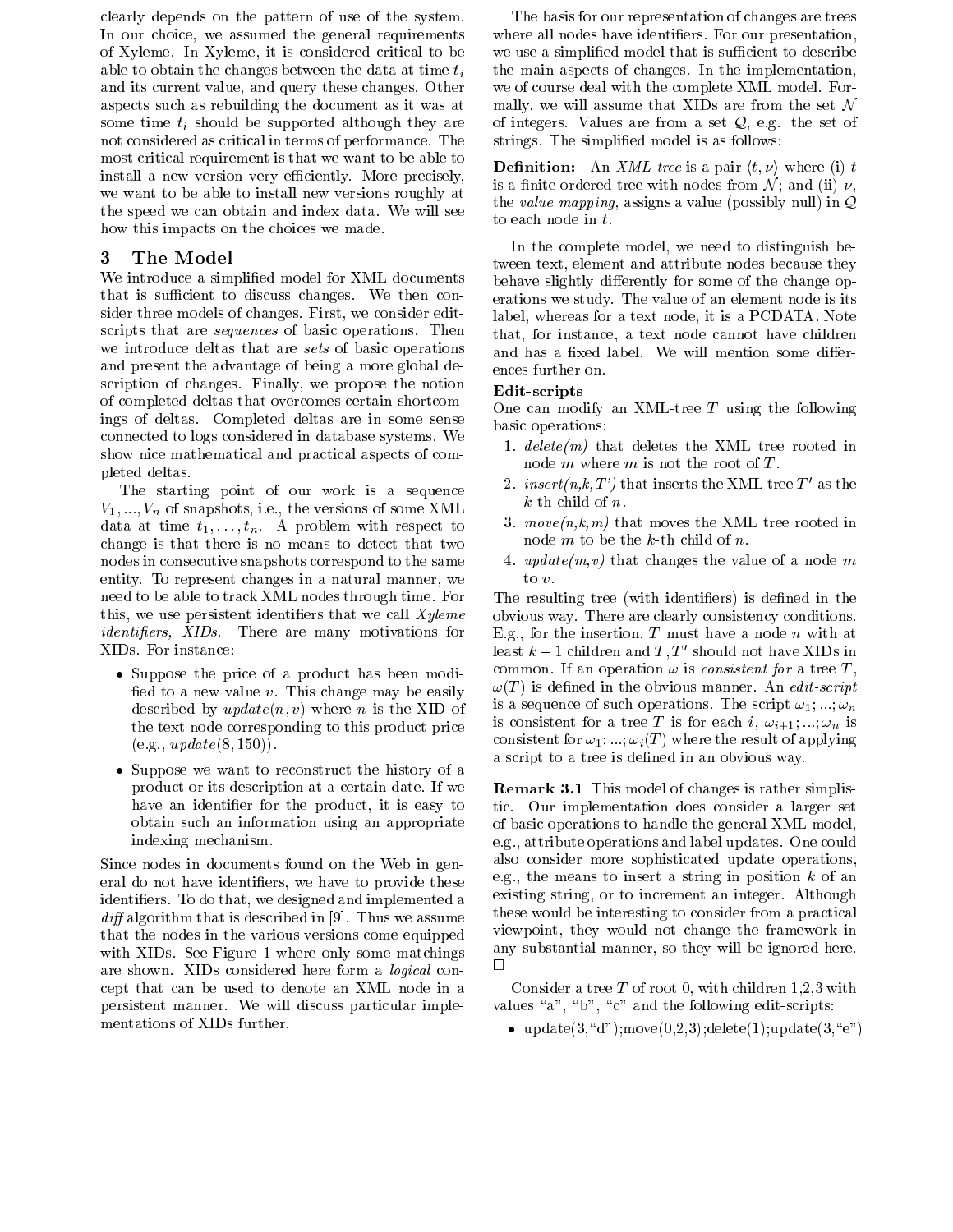clearly depends on the pattern of use of the system. In our choice, we assumed the general requirements of Xyleme. In Xyleme, it is considered critical to be able to obtain the changes between the data at time $t_i$ and its current value, and query these changes. Other aspects such as rebuilding the document as it was at some time $t_i$ should be supported although they are not considered as critical in terms of performance. The most critical requirement is that we want to be able to install a new version very efficiently. More precisely, we want to be able to install new versions roughly at the speed we can obtain and index data. We will see how this impacts on the choices we made.

## 3 The Model

We introduce a simplified model for XML documents that is sufficient to discuss changes. We then consider three models of changes. First, we consider edit-scripts that are *sequences* of basic operations. Then we introduce deltas that are *sets* of basic operations and present the advantage of being a more global description of changes. Finally, we propose the notion of completed deltas that overcomes certain shortcomings of deltas. Completed deltas are in some sense connected to logs considered in database systems. We show nice mathematical and practical aspects of completed deltas.

The starting point of our work is a sequence $V_1, ..., V_n$ of snapshots, i.e., the versions of some XML data at time $t_1, \ldots, t_n$. A problem with respect to change is that there is no means to detect that two nodes in consecutive snapshots correspond to the same entity. To represent changes in a natural manner, we need to be able to track XML nodes through time. For this, we use persistent identifiers that we call *Xyleme identifiers, XIDs*. There are many motivations for XIDs. For instance:

- Suppose the price of a product has been modified to a new value $v$. This change may be easily described by $update(n, v)$ where $n$ is the XID of the text node corresponding to this product price (e.g., $update(8, 150)$).
- Suppose we want to reconstruct the history of a product or its description at a certain date. If we have an identifier for the product, it is easy to obtain such an information using an appropriate indexing mechanism.

Since nodes in documents found on the Web in general do not have identifiers, we have to provide these identifiers. To do that, we designed and implemented a *diff* algorithm that is described in [9]. Thus we assume that the nodes in the various versions come equipped with XIDs. See Figure 1 where only some matchings are shown. XIDs considered here form a *logical* concept that can be used to denote an XML node in a persistent manner. We will discuss particular implementations of XIDs further.

The basis for our representation of changes are trees where all nodes have identifiers. For our presentation, we use a simplified model that is sufficient to describe the main aspects of changes. In the implementation, we of course deal with the complete XML model. Formally, we will assume that XIDs are from the set $\mathcal{N}$ of integers. Values are from a set $\mathcal{Q}$, e.g. the set of strings. The simplified model is as follows:

**Definition:** An *XML tree* is a pair $\langle t, \nu \rangle$ where (i) $t$ is a finite ordered tree with nodes from $\mathcal{N}$; and (ii) $\nu$, the *value mapping*, assigns a value (possibly null) in $\mathcal{Q}$ to each node in $t$.

In the complete model, we need to distinguish between text, element and attribute nodes because they behave slightly differently for some of the change operations we study. The value of an element node is its label, whereas for a text node, it is a PCDATA. Note that, for instance, a text node cannot have children and has a fixed label. We will mention some differences further on.

**Edit-scripts**

One can modify an XML-tree $T$ using the following basic operations:

1. *delete(m)* that deletes the XML tree rooted in node $m$ where $m$ is not the root of $T$.
2. *insert(n,k,T')* that inserts the XML tree $T'$ as the $k$-th child of $n$.
3. *move(n,k,m)* that moves the XML tree rooted in node $m$ to be the $k$-th child of $n$.
4. *update(m,v)* that changes the value of a node $m$ to $v$.

The resulting tree (with identifiers) is defined in the obvious way. There are clearly consistency conditions. E.g., for the insertion, $T$ must have a node $n$ with at least $k-1$ children and $T, T'$ should not have XIDs in common. If an operation $\omega$ is *consistent for* a tree $T$, $\omega(T)$ is defined in the obvious manner. An *edit-script* is a sequence of such operations. The script $\omega_1; ...; \omega_n$ is consistent for a tree $T$ is for each $i$, $\omega_{i+1}; ...; \omega_n$ is consistent for $\omega_1; ...; \omega_i(T)$ where the result of applying a script to a tree is defined in an obvious way.

**Remark 3.1** This model of changes is rather simplistic. Our implementation does consider a larger set of basic operations to handle the general XML model, e.g., attribute operations and label updates. One could also consider more sophisticated update operations, e.g., the means to insert a string in position $k$ of an existing string, or to increment an integer. Although these would be interesting to consider from a practical viewpoint, they would not change the framework in any substantial manner, so they will be ignored here. □

Consider a tree $T$ of root 0, with children 1,2,3 with values "a", "b", "c" and the following edit-scripts:

- update(3,"d");move(0,2,3);delete(1);update(3,"e")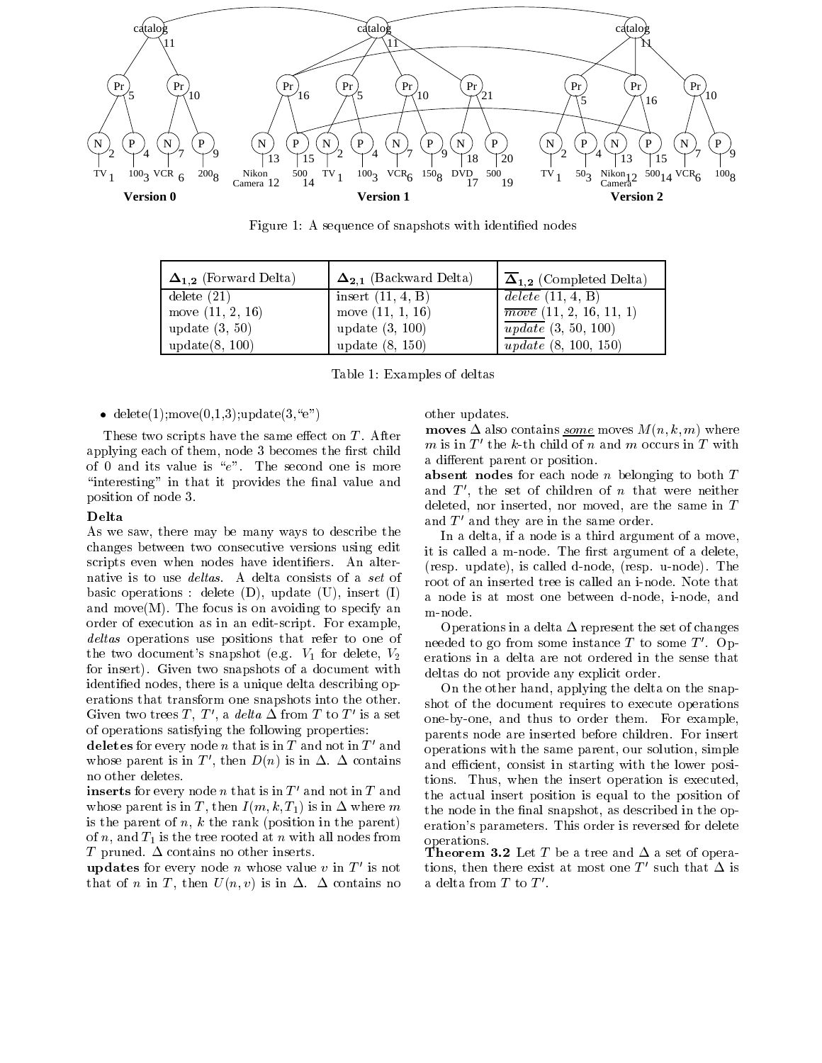Figure 1: A sequence of snapshots with identified nodes

| $\mathbf{\Delta_{1,2}}$ (Forward Delta) | $\mathbf{\Delta_{2,1}}$ (Backward Delta) | $\overline{\mathbf{\Delta}}_{\mathbf{1,2}}$ (Completed Delta) |
|---|---|---|
| delete (21) | insert (11, 4, B) | $\overline{delete}$ (11, 4, B) |
| move (11, 2, 16) | move (11, 1, 16) | $\overline{move}$ (11, 2, 16, 11, 1) |
| update (3, 50) | update (3, 100) | $\overline{update}$ (3, 50, 100) |
| update(8, 100) | update (8, 150) | $\overline{update}$ (8, 100, 150) |

Table 1: Examples of deltas

- delete(1);move(0,1,3);update(3,"e")

These two scripts have the same effect on $T$. After applying each of them, node 3 becomes the first child of 0 and its value is "$e$". The second one is more "interesting" in that it provides the final value and position of node 3.

**Delta**

As we saw, there may be many ways to describe the changes between two consecutive versions using edit scripts even when nodes have identifiers. An alternative is to use *deltas*. A delta consists of a *set* of basic operations : delete (D), update (U), insert (I) and move(M). The focus is on avoiding to specify an order of execution as in an edit-script. For example, *deltas* operations use positions that refer to one of the two document's snapshot (e.g. $V_1$ for delete, $V_2$ for insert). Given two snapshots of a document with identified nodes, there is a unique delta describing operations that transform one snapshots into the other. Given two trees $T$, $T'$, a *delta* $\Delta$ from $T$ to $T'$ is a set of operations satisfying the following properties:

**deletes** for every node $n$ that is in $T$ and not in $T'$ and whose parent is in $T'$, then $D(n)$ is in $\Delta$. $\Delta$ contains no other deletes.

**inserts** for every node $n$ that is in $T'$ and not in $T$ and whose parent is in $T$, then $I(m, k, T_1)$ is in $\Delta$ where $m$ is the parent of $n$, $k$ the rank (position in the parent) of $n$, and $T_1$ is the tree rooted at $n$ with all nodes from $T$ pruned. $\Delta$ contains no other inserts.

**updates** for every node $n$ whose value $v$ in $T'$ is not that of $n$ in $T$, then $U(n, v)$ is in $\Delta$. $\Delta$ contains no other updates.

**moves** $\Delta$ also contains ***some*** moves $M(n, k, m)$ where $m$ is in $T'$ the $k$-th child of $n$ and $m$ occurs in $T$ with a different parent or position.

**absent nodes** for each node $n$ belonging to both $T$ and $T'$, the set of children of $n$ that were neither deleted, nor inserted, nor moved, are the same in $T$ and $T'$ and they are in the same order.

In a delta, if a node is a third argument of a move, it is called a m-node. The first argument of a delete, (resp. update), is called d-node, (resp. u-node). The root of an inserted tree is called an i-node. Note that a node is at most one between d-node, i-node, and m-node.

Operations in a delta $\Delta$ represent the set of changes needed to go from some instance $T$ to some $T'$. Operations in a delta are not ordered in the sense that deltas do not provide any explicit order.

On the other hand, applying the delta on the snapshot of the document requires to execute operations one-by-one, and thus to order them. For example, parents node are inserted before children. For insert operations with the same parent, our solution, simple and efficient, consist in starting with the lower positions. Thus, when the insert operation is executed, the actual insert position is equal to the position of the node in the final snapshot, as described in the operation's parameters. This order is reversed for delete operations.

**Theorem 3.2** Let $T$ be a tree and $\Delta$ a set of operations, then there exist at most one $T'$ such that $\Delta$ is a delta from $T$ to $T'$.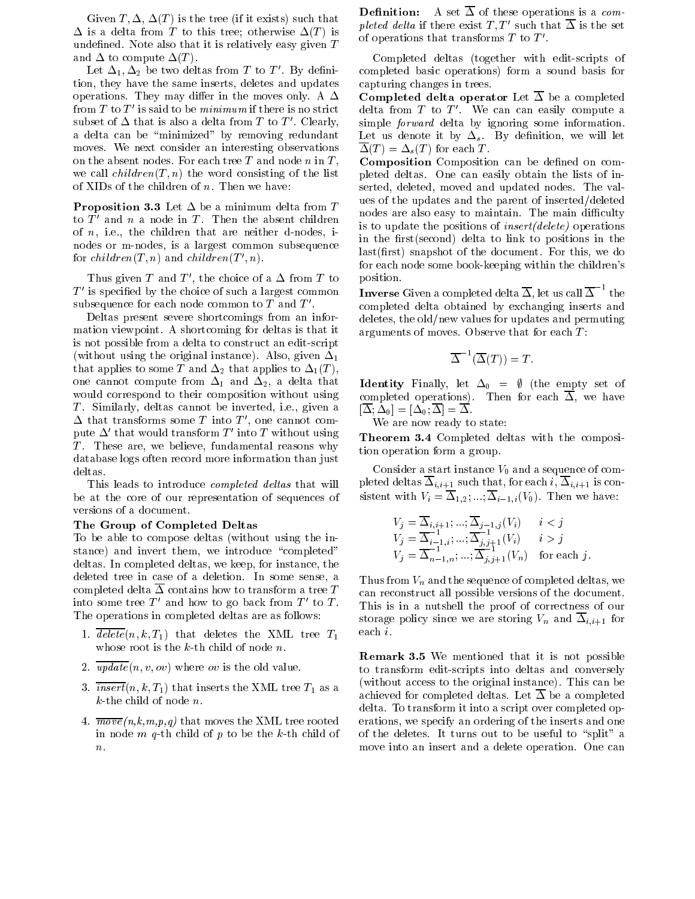Given $T, \Delta$, $\Delta(T)$ is the tree (if it exists) such that $\Delta$ is a delta from $T$ to this tree; otherwise $\Delta(T)$ is undefined. Note also that it is relatively easy given $T$ and $\Delta$ to compute $\Delta(T)$.

Let $\Delta_1, \Delta_2$ be two deltas from $T$ to $T'$. By definition, they have the same inserts, deletes and updates operations. They may differ in the moves only. A $\Delta$ from $T$ to $T'$ is said to be *minimum* if there is no strict subset of $\Delta$ that is also a delta from $T$ to $T'$. Clearly, a delta can be "minimized" by removing redundant moves. We next consider an interesting observations on the absent nodes. For each tree $T$ and node $n$ in $T$, we call $children(T, n)$ the word consisting of the list of XIDs of the children of $n$. Then we have:

**Proposition 3.3** Let $\Delta$ be a minimum delta from $T$ to $T'$ and $n$ a node in $T$. Then the absent children of $n$, i.e., the children that are neither d-nodes, i-nodes or m-nodes, is a largest common subsequence for $children(T, n)$ and $children(T', n)$.

Thus given $T$ and $T'$, the choice of a $\Delta$ from $T$ to $T'$ is specified by the choice of such a largest common subsequence for each node common to $T$ and $T'$.

Deltas present severe shortcomings from an information viewpoint. A shortcoming for deltas is that it is not possible from a delta to construct an edit-script (without using the original instance). Also, given $\Delta_1$ that applies to some $T$ and $\Delta_2$ that applies to $\Delta_1(T)$, one cannot compute from $\Delta_1$ and $\Delta_2$, a delta that would correspond to their composition without using $T$. Similarly, deltas cannot be inverted, i.e., given a $\Delta$ that transforms some $T$ into $T'$, one cannot compute $\Delta'$ that would transform $T'$ into $T$ without using $T$. These are, we believe, fundamental reasons why database logs often record more information than just deltas.

This leads to introduce *completed deltas* that will be at the core of our representation of sequences of versions of a document.

**The Group of Completed Deltas**

To be able to compose deltas (without using the instance) and invert them, we introduce "completed" deltas. In completed deltas, we keep, for instance, the deleted tree in case of a deletion. In some sense, a completed delta $\overline{\Delta}$ contains how to transform a tree $T$ into some tree $T'$ and how to go back from $T'$ to $T$. The operations in completed deltas are as follows:

1. $\overline{delete}(n, k, T_1)$ that deletes the XML tree $T_1$ whose root is the $k$-th child of node $n$.
2. $\overline{update}(n, v, ov)$ where $ov$ is the old value.
3. $\overline{insert}(n, k, T_1)$ that inserts the XML tree $T_1$ as a $k$-the child of node $n$.
4. $\overline{move}(n,k,m,p,q)$ that moves the XML tree rooted in node $m$ $q$-th child of $p$ to be the $k$-th child of $n$.

**Definition:** A set $\overline{\Delta}$ of these operations is a *completed delta* if there exist $T, T'$ such that $\overline{\Delta}$ is the set of operations that transforms $T$ to $T'$.

Completed deltas (together with edit-scripts of completed basic operations) form a sound basis for capturing changes in trees.

**Completed delta operator** Let $\overline{\Delta}$ be a completed delta from $T$ to $T'$. We can can easily compute a simple *forward* delta by ignoring some information. Let us denote it by $\Delta_s$. By definition, we will let $\overline{\Delta}(T) = \Delta_s(T)$ for each $T$.

**Composition** Composition can be defined on completed deltas. One can easily obtain the lists of inserted, deleted, moved and updated nodes. The values of the updates and the parent of inserted/deleted nodes are also easy to maintain. The main difficulty is to update the positions of *insert(delete)* operations in the first(second) delta to link to positions in the last(first) snapshot of the document. For this, we do for each node some book-keeping within the children's position.

**Inverse** Given a completed delta $\overline{\Delta}$, let us call $\overline{\Delta}^{-1}$ the completed delta obtained by exchanging inserts and deletes, the old/new values for updates and permuting arguments of moves. Observe that for each $T$:

$$\overline{\Delta}^{-1}(\overline{\Delta}(T)) = T.$$

**Identity** Finally, let $\Delta_0 = \emptyset$ (the empty set of completed operations). Then for each $\overline{\Delta}$, we have $[\overline{\Delta}; \Delta_0] = [\Delta_0; \overline{\Delta}] = \overline{\Delta}$.

We are now ready to state:

**Theorem 3.4** Completed deltas with the composition operation form a group.

Consider a start instance $V_0$ and a sequence of completed deltas $\overline{\Delta}_{i,i+1}$ such that, for each $i$, $\overline{\Delta}_{i,i+1}$ is consistent with $V_i = \overline{\Delta}_{1,2}; ...; \overline{\Delta}_{i-1,i}(V_0)$. Then we have:

$$
\begin{array}{ll}
V_j = \overline{\Delta}_{i,i+1}; ...; \overline{\Delta}_{j-1,j}(V_i) & i < j \\
V_j = \overline{\Delta}^{-1}_{i-1,i}; ...; \overline{\Delta}^{-1}_{j,j+1}(V_i) & i > j \\
V_j = \overline{\Delta}^{-1}_{n-1,n}; ...; \overline{\Delta}^{-1}_{j,j+1}(V_n) & \text{for each } j.
\end{array}
$$

Thus from $V_n$ and the sequence of completed deltas, we can reconstruct all possible versions of the document. This is in a nutshell the proof of correctness of our storage policy since we are storing $V_n$ and $\overline{\Delta}_{i,i+1}$ for each $i$.

**Remark 3.5** We mentioned that it is not possible to transform edit-scripts into deltas and conversely (without access to the original instance). This can be achieved for completed deltas. Let $\overline{\Delta}$ be a completed delta. To transform it into a script over completed operations, we specify an ordering of the inserts and one of the deletes. It turns out to be useful to "split" a move into an insert and a delete operation. One can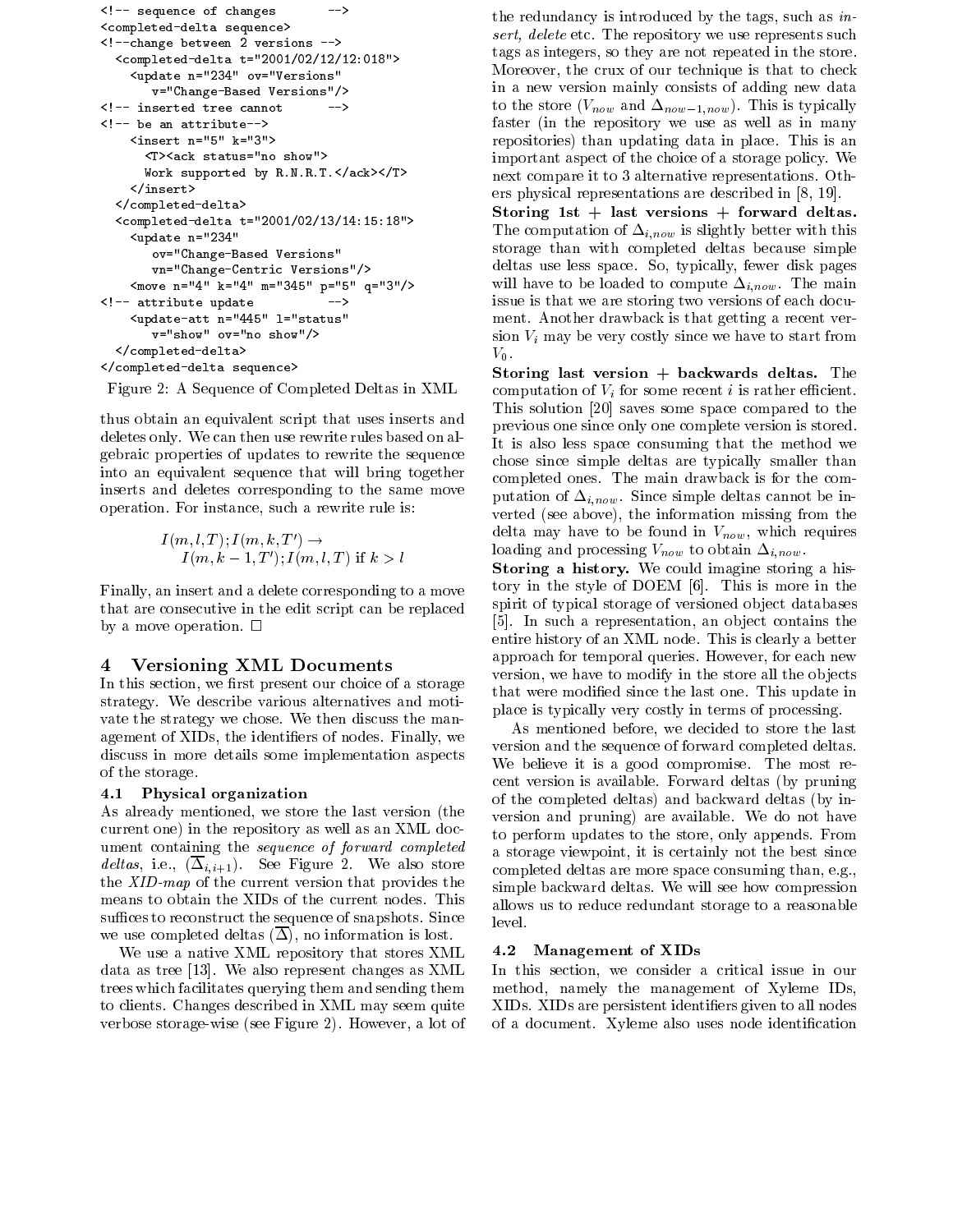```
<!-- sequence of changes        -->
<completed-delta sequence>
<!--change between 2 versions -->
  <completed-delta t="2001/02/12/12:018">
    <update n="234" ov="Versions"
       v="Change-Based Versions"/>
<!-- inserted tree cannot       -->
<!-- be an attribute-->
    <insert n="5" k="3">
      <T><ack status="no show">
      Work supported by R.N.R.T.</ack></T>
    </insert>
  </completed-delta>
  <completed-delta t="2001/02/13/14:15:18">
    <update n="234"
       ov="Change-Based Versions"
       vn="Change-Centric Versions"/>
    <move n="4" k="4" m="345" p="5" q="3"/>
<!-- attribute update           -->
    <update-att n="445" l="status"
       v="show" ov="no show"/>
  </completed-delta>
</completed-delta sequence>
```

Figure 2: A Sequence of Completed Deltas in XML

thus obtain an equivalent script that uses inserts and deletes only. We can then use rewrite rules based on algebraic properties of updates to rewrite the sequence into an equivalent sequence that will bring together inserts and deletes corresponding to the same move operation. For instance, such a rewrite rule is:

$$I(m,l,T); I(m,k,T') \rightarrow$$
$$I(m,k-1,T'); I(m,l,T) \text{ if } k > l$$

Finally, an insert and a delete corresponding to a move that are consecutive in the edit script can be replaced by a move operation. □

## 4 Versioning XML Documents

In this section, we first present our choice of a storage strategy. We describe various alternatives and motivate the strategy we chose. We then discuss the management of XIDs, the identifiers of nodes. Finally, we discuss in more details some implementation aspects of the storage.

### 4.1 Physical organization

As already mentioned, we store the last version (the current one) in the repository as well as an XML document containing the *sequence of forward completed deltas*, i.e., $(\overline{\Delta}_{i,i+1})$. See Figure 2. We also store the *XID-map* of the current version that provides the means to obtain the XIDs of the current nodes. This suffices to reconstruct the sequence of snapshots. Since we use completed deltas $(\overline{\Delta})$, no information is lost.

We use a native XML repository that stores XML data as tree [13]. We also represent changes as XML trees which facilitates querying them and sending them to clients. Changes described in XML may seem quite verbose storage-wise (see Figure 2). However, a lot of the redundancy is introduced by the tags, such as *insert, delete* etc. The repository we use represents such tags as integers, so they are not repeated in the store. Moreover, the crux of our technique is that to check in a new version mainly consists of adding new data to the store ($V_{now}$ and $\Delta_{now-1,now}$). This is typically faster (in the repository we use as well as in many repositories) than updating data in place. This is an important aspect of the choice of a storage policy. We next compare it to 3 alternative representations. Others physical representations are described in [8, 19].

**Storing 1st + last versions + forward deltas.** The computation of $\Delta_{i,now}$ is slightly better with this storage than with completed deltas because simple deltas use less space. So, typically, fewer disk pages will have to be loaded to compute $\Delta_{i,now}$. The main issue is that we are storing two versions of each document. Another drawback is that getting a recent version $V_i$ may be very costly since we have to start from $V_0$.

**Storing last version + backwards deltas.** The computation of $V_i$ for some recent $i$ is rather efficient. This solution [20] saves some space compared to the previous one since only one complete version is stored. It is also less space consuming that the method we chose since simple deltas are typically smaller than completed ones. The main drawback is for the computation of $\Delta_{i,now}$. Since simple deltas cannot be inverted (see above), the information missing from the delta may have to be found in $V_{now}$, which requires loading and processing $V_{now}$ to obtain $\Delta_{i,now}$.

**Storing a history.** We could imagine storing a history in the style of DOEM [6]. This is more in the spirit of typical storage of versioned object databases [5]. In such a representation, an object contains the entire history of an XML node. This is clearly a better approach for temporal queries. However, for each new version, we have to modify in the store all the objects that were modified since the last one. This update in place is typically very costly in terms of processing.

As mentioned before, we decided to store the last version and the sequence of forward completed deltas. We believe it is a good compromise. The most recent version is available. Forward deltas (by pruning of the completed deltas) and backward deltas (by inversion and pruning) are available. We do not have to perform updates to the store, only appends. From a storage viewpoint, it is certainly not the best since completed deltas are more space consuming than, e.g., simple backward deltas. We will see how compression allows us to reduce redundant storage to a reasonable level.

### 4.2 Management of XIDs

In this section, we consider a critical issue in our method, namely the management of Xyleme IDs, XIDs. XIDs are persistent identifiers given to all nodes of a document. Xyleme also uses node identification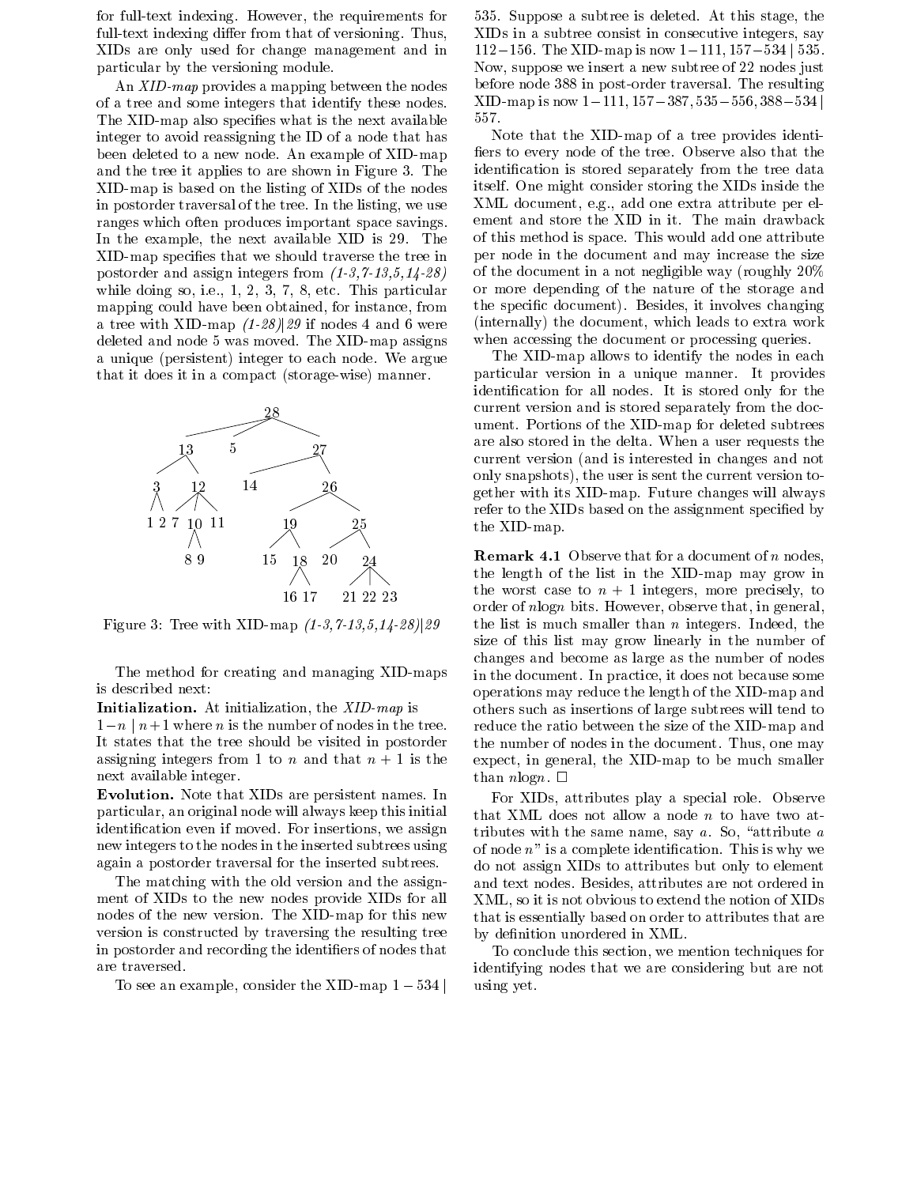for full-text indexing. However, the requirements for full-text indexing differ from that of versioning. Thus, XIDs are only used for change management and in particular by the versioning module.

An *XID-map* provides a mapping between the nodes of a tree and some integers that identify these nodes. The XID-map also specifies what is the next available integer to avoid reassigning the ID of a node that has been deleted to a new node. An example of XID-map and the tree it applies to are shown in Figure 3. The XID-map is based on the listing of XIDs of the nodes in postorder traversal of the tree. In the listing, we use ranges which often produces important space savings. In the example, the next available XID is 29. The XID-map specifies that we should traverse the tree in postorder and assign integers from *(1-3,7-13,5,14-28)* while doing so, i.e., 1, 2, 3, 7, 8, etc. This particular mapping could have been obtained, for instance, from a tree with XID-map *(1-28)|29* if nodes 4 and 6 were deleted and node 5 was moved. The XID-map assigns a unique (persistent) integer to each node. We argue that it does it in a compact (storage-wise) manner.

Figure 3: Tree with XID-map *(1-3,7-13,5,14-28)|29*

The method for creating and managing XID-maps is described next:

**Initialization.** At initialization, the *XID-map* is $1-n \mid n+1$ where $n$ is the number of nodes in the tree. It states that the tree should be visited in postorder assigning integers from 1 to $n$ and that $n+1$ is the next available integer.

**Evolution.** Note that XIDs are persistent names. In particular, an original node will always keep this initial identification even if moved. For insertions, we assign new integers to the nodes in the inserted subtrees using again a postorder traversal for the inserted subtrees.

The matching with the old version and the assignment of XIDs to the new nodes provide XIDs for all nodes of the new version. The XID-map for this new version is constructed by traversing the resulting tree in postorder and recording the identifiers of nodes that are traversed.

To see an example, consider the XID-map $1-534 \mid 535$. Suppose a subtree is deleted. At this stage, the XIDs in a subtree consist in consecutive integers, say $112-156$. The XID-map is now $1-111, 157-534 \mid 535$. Now, suppose we insert a new subtree of 22 nodes just before node 388 in post-order traversal. The resulting XID-map is now $1-111, 157-387, 535-556, 388-534 \mid 557$.

Note that the XID-map of a tree provides identifiers to every node of the tree. Observe also that the identification is stored separately from the tree data itself. One might consider storing the XIDs inside the XML document, e.g., add one extra attribute per element and store the XID in it. The main drawback of this method is space. This would add one attribute per node in the document and may increase the size of the document in a not negligible way (roughly 20% or more depending of the nature of the storage and the specific document). Besides, it involves changing (internally) the document, which leads to extra work when accessing the document or processing queries.

The XID-map allows to identify the nodes in each particular version in a unique manner. It provides identification for all nodes. It is stored only for the current version and is stored separately from the document. Portions of the XID-map for deleted subtrees are also stored in the delta. When a user requests the current version (and is interested in changes and not only snapshots), the user is sent the current version together with its XID-map. Future changes will always refer to the XIDs based on the assignment specified by the XID-map.

**Remark 4.1** Observe that for a document of $n$ nodes, the length of the list in the XID-map may grow in the worst case to $n+1$ integers, more precisely, to order of $n\log n$ bits. However, observe that, in general, the list is much smaller than $n$ integers. Indeed, the size of this list may grow linearly in the number of changes and become as large as the number of nodes in the document. In practice, it does not because some operations may reduce the length of the XID-map and others such as insertions of large subtrees will tend to reduce the ratio between the size of the XID-map and the number of nodes in the document. Thus, one may expect, in general, the XID-map to be much smaller than $n\log n$. □

For XIDs, attributes play a special role. Observe that XML does not allow a node $n$ to have two attributes with the same name, say $a$. So, "attribute $a$ of node $n$" is a complete identification. This is why we do not assign XIDs to attributes but only to element and text nodes. Besides, attributes are not ordered in XML, so it is not obvious to extend the notion of XIDs that is essentially based on order to attributes that are by definition unordered in XML.

To conclude this section, we mention techniques for identifying nodes that we are considering but are not using yet.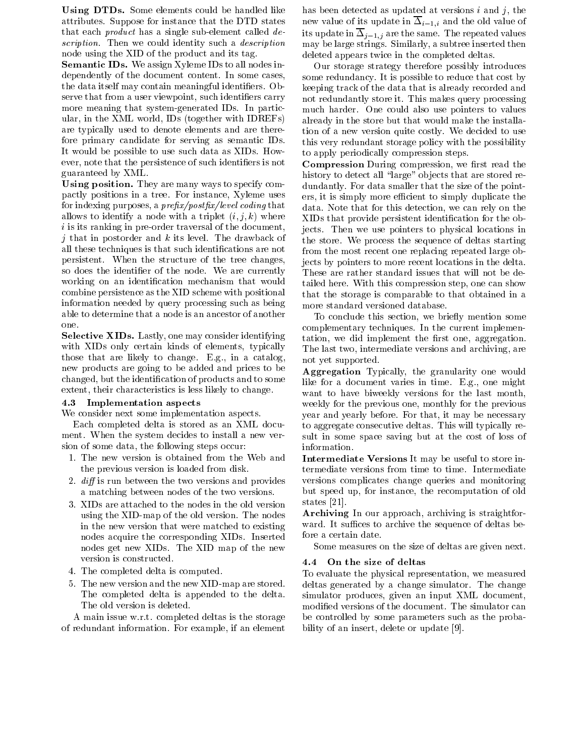**Using DTDs.** Some elements could be handled like attributes. Suppose for instance that the DTD states that each *product* has a single sub-element called *description*. Then we could identity such a *description* node using the XID of the product and its tag.

**Semantic IDs.** We assign Xyleme IDs to all nodes independently of the document content. In some cases, the data itself may contain meaningful identifiers. Observe that from a user viewpoint, such identifiers carry more meaning that system-generated IDs. In particular, in the XML world, IDs (together with IDREFs) are typically used to denote elements and are therefore primary candidate for serving as semantic IDs. It would be possible to use such data as XIDs. However, note that the persistence of such identifiers is not guaranteed by XML.

**Using position.** They are many ways to specify compactly positions in a tree. For instance, Xyleme uses for indexing purposes, a *prefix/postfix/level coding* that allows to identify a node with a triplet $(i, j, k)$ where $i$ is its ranking in pre-order traversal of the document, $j$ that in postorder and $k$ its level. The drawback of all these techniques is that such identifications are not persistent. When the structure of the tree changes, so does the identifier of the node. We are currently working on an identification mechanism that would combine persistence as the XID scheme with positional information needed by query processing such as being able to determine that a node is an ancestor of another one.

**Selective XIDs.** Lastly, one may consider identifying with XIDs only certain kinds of elements, typically those that are likely to change. E.g., in a catalog, new products are going to be added and prices to be changed, but the identification of products and to some extent, their characteristics is less likely to change.

### 4.3 Implementation aspects

We consider next some implementation aspects.

Each completed delta is stored as an XML document. When the system decides to install a new version of some data, the following steps occur:

1. The new version is obtained from the Web and the previous version is loaded from disk.
2. *diff* is run between the two versions and provides a matching between nodes of the two versions.
3. XIDs are attached to the nodes in the old version using the XID-map of the old version. The nodes in the new version that were matched to existing nodes acquire the corresponding XIDs. Inserted nodes get new XIDs. The XID map of the new version is constructed.
4. The completed delta is computed.
5. The new version and the new XID-map are stored. The completed delta is appended to the delta. The old version is deleted.

A main issue w.r.t. completed deltas is the storage of redundant information. For example, if an element has been detected as updated at versions $i$ and $j$, the new value of its update in $\overline{\Delta}_{i-1,i}$ and the old value of its update in $\overline{\Delta}_{j-1,j}$ are the same. The repeated values may be large strings. Similarly, a subtree inserted then deleted appears twice in the completed deltas.

Our storage strategy therefore possibly introduces some redundancy. It is possible to reduce that cost by keeping track of the data that is already recorded and not redundantly store it. This makes query processing much harder. One could also use pointers to values already in the store but that would make the installation of a new version quite costly. We decided to use this very redundant storage policy with the possibility to apply periodically compression steps.

**Compression** During compression, we first read the history to detect all "large" objects that are stored redundantly. For data smaller that the size of the pointers, it is simply more efficient to simply duplicate the data. Note that for this detection, we can rely on the XIDs that provide persistent identification for the objects. Then we use pointers to physical locations in the store. We process the sequence of deltas starting from the most recent one replacing repeated large objects by pointers to more recent locations in the delta. These are rather standard issues that will not be detailed here. With this compression step, one can show that the storage is comparable to that obtained in a more standard versioned database.

To conclude this section, we briefly mention some complementary techniques. In the current implementation, we did implement the first one, aggregation. The last two, intermediate versions and archiving, are not yet supported.

**Aggregation** Typically, the granularity one would like for a document varies in time. E.g., one might want to have biweekly versions for the last month, weekly for the previous one, monthly for the previous year and yearly before. For that, it may be necessary to aggregate consecutive deltas. This will typically result in some space saving but at the cost of loss of information.

**Intermediate Versions** It may be useful to store intermediate versions from time to time. Intermediate versions complicates change queries and monitoring but speed up, for instance, the recomputation of old states [21].

**Archiving** In our approach, archiving is straightforward. It suffices to archive the sequence of deltas before a certain date.

Some measures on the size of deltas are given next.

### 4.4 On the size of deltas

To evaluate the physical representation, we measured deltas generated by a change simulator. The change simulator produces, given an input XML document, modified versions of the document. The simulator can be controlled by some parameters such as the probability of an insert, delete or update [9].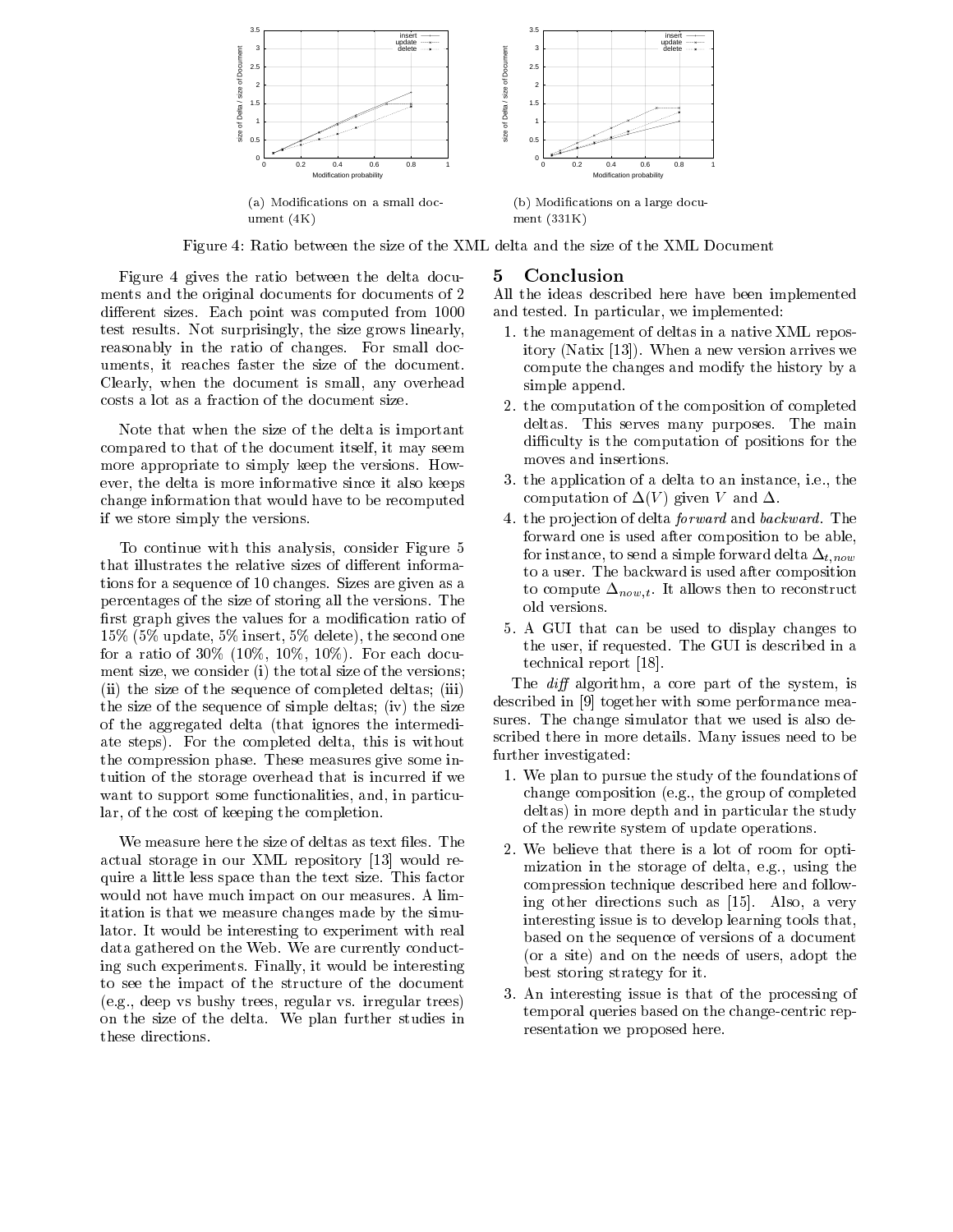(a) Modifications on a small document (4K)

(b) Modifications on a large document (331K)

Figure 4: Ratio between the size of the XML delta and the size of the XML Document

Figure 4 gives the ratio between the delta documents and the original documents for documents of 2 different sizes. Each point was computed from 1000 test results. Not surprisingly, the size grows linearly, reasonably in the ratio of changes. For small documents, it reaches faster the size of the document. Clearly, when the document is small, any overhead costs a lot as a fraction of the document size.

Note that when the size of the delta is important compared to that of the document itself, it may seem more appropriate to simply keep the versions. However, the delta is more informative since it also keeps change information that would have to be recomputed if we store simply the versions.

To continue with this analysis, consider Figure 5 that illustrates the relative sizes of different informations for a sequence of 10 changes. Sizes are given as a percentages of the size of storing all the versions. The first graph gives the values for a modification ratio of 15% (5% update, 5% insert, 5% delete), the second one for a ratio of 30% (10%, 10%, 10%). For each document size, we consider (i) the total size of the versions; (ii) the size of the sequence of completed deltas; (iii) the size of the sequence of simple deltas; (iv) the size of the aggregated delta (that ignores the intermediate steps). For the completed delta, this is without the compression phase. These measures give some intuition of the storage overhead that is incurred if we want to support some functionalities, and, in particular, of the cost of keeping the completion.

We measure here the size of deltas as text files. The actual storage in our XML repository [13] would require a little less space than the text size. This factor would not have much impact on our measures. A limitation is that we measure changes made by the simulator. It would be interesting to experiment with real data gathered on the Web. We are currently conducting such experiments. Finally, it would be interesting to see the impact of the structure of the document (e.g., deep vs bushy trees, regular vs. irregular trees) on the size of the delta. We plan further studies in these directions.

# 5 Conclusion

All the ideas described here have been implemented and tested. In particular, we implemented:

1. the management of deltas in a native XML repository (Natix [13]). When a new version arrives we compute the changes and modify the history by a simple append.
2. the computation of the composition of completed deltas. This serves many purposes. The main difficulty is the computation of positions for the moves and insertions.
3. the application of a delta to an instance, i.e., the computation of $\Delta(V)$ given $V$ and $\Delta$.
4. the projection of delta *forward* and *backward*. The forward one is used after composition to be able, for instance, to send a simple forward delta $\Delta_{t,now}$ to a user. The backward is used after composition to compute $\Delta_{now,t}$. It allows then to reconstruct old versions.
5. A GUI that can be used to display changes to the user, if requested. The GUI is described in a technical report [18].

The *diff* algorithm, a core part of the system, is described in [9] together with some performance measures. The change simulator that we used is also described there in more details. Many issues need to be further investigated:

1. We plan to pursue the study of the foundations of change composition (e.g., the group of completed deltas) in more depth and in particular the study of the rewrite system of update operations.
2. We believe that there is a lot of room for optimization in the storage of delta, e.g., using the compression technique described here and following other directions such as [15]. Also, a very interesting issue is to develop learning tools that, based on the sequence of versions of a document (or a site) and on the needs of users, adopt the best storing strategy for it.
3. An interesting issue is that of the processing of temporal queries based on the change-centric representation we proposed here.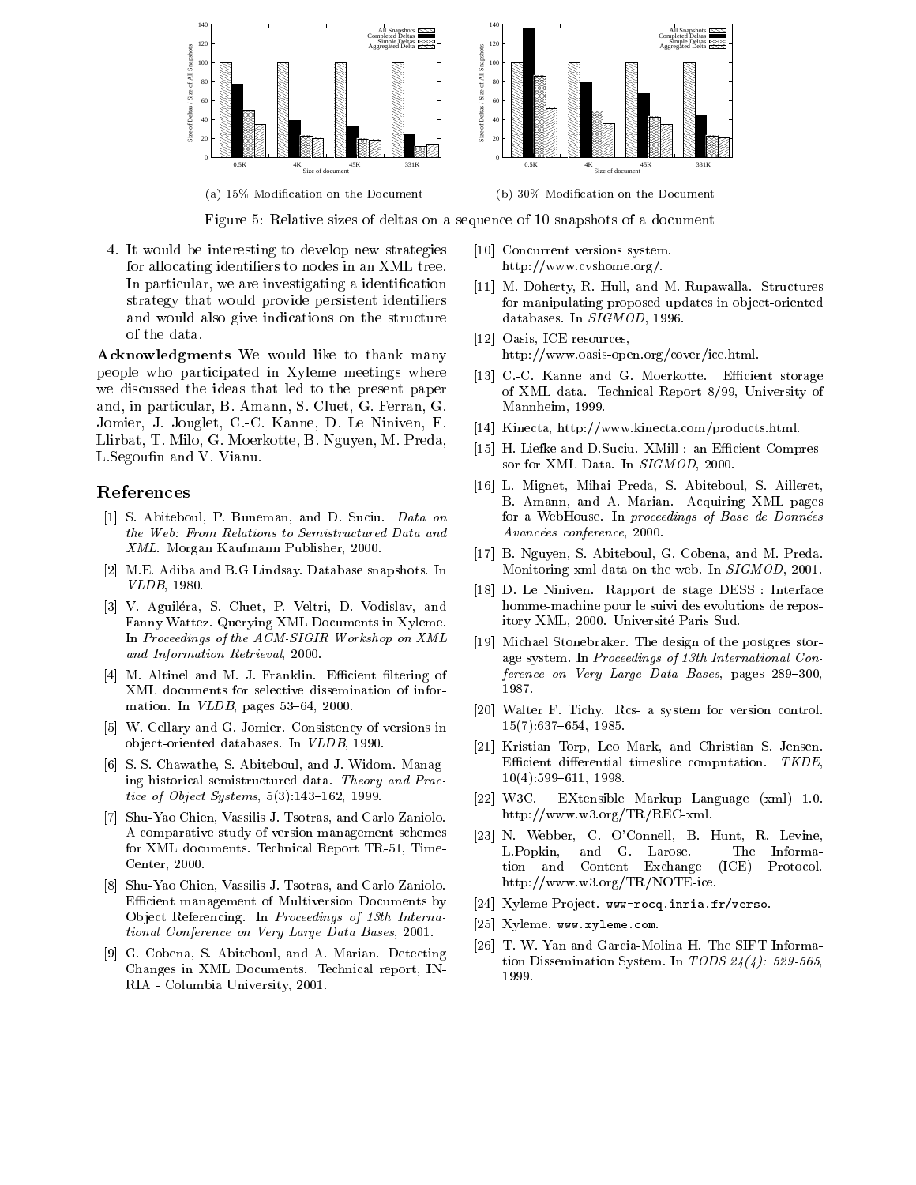All Snapshots
Completed Deltas
Simple Deltas
Aggregated Delta

Size of Deltas / Size of All Snapshots

0 20 40 60 80 100 120 140

0.5K 4K 45K 331K

Size of document

(a) 15% Modification on the Document

All Snapshots
Completed Deltas
Simple Deltas
Aggregated Delta

Size of Deltas / Size of All Snapshots

0 20 40 60 80 100 120 140

0.5K 4K 45K 331K

Size of document

(b) 30% Modification on the Document

Figure 5: Relative sizes of deltas on a sequence of 10 snapshots of a document

4. It would be interesting to develop new strategies for allocating identifiers to nodes in an XML tree. In particular, we are investigating a identification strategy that would provide persistent identifiers and would also give indications on the structure of the data.

**Acknowledgments** We would like to thank many people who participated in Xyleme meetings where we discussed the ideas that led to the present paper and, in particular, B. Amann, S. Cluet, G. Ferran, G. Jomier, J. Jouglet, C.-C. Kanne, D. Le Niniven, F. Llirbat, T. Milo, G. Moerkotte, B. Nguyen, M. Preda, L.Segoufin and V. Vianu.

## References

[1] S. Abiteboul, P. Buneman, and D. Suciu. *Data on the Web: From Relations to Semistructured Data and XML*. Morgan Kaufmann Publisher, 2000.

[2] M.E. Adiba and B.G Lindsay. Database snapshots. In *VLDB*, 1980.

[3] V. Aguiléra, S. Cluet, P. Veltri, D. Vodislav, and Fanny Wattez. Querying XML Documents in Xyleme. In *Proceedings of the ACM-SIGIR Workshop on XML and Information Retrieval*, 2000.

[4] M. Altinel and M. J. Franklin. Efficient filtering of XML documents for selective dissemination of information. In *VLDB*, pages 53–64, 2000.

[5] W. Cellary and G. Jomier. Consistency of versions in object-oriented databases. In *VLDB*, 1990.

[6] S. S. Chawathe, S. Abiteboul, and J. Widom. Managing historical semistructured data. *Theory and Practice of Object Systems*, 5(3):143–162, 1999.

[7] Shu-Yao Chien, Vassilis J. Tsotras, and Carlo Zaniolo. A comparative study of version management schemes for XML documents. Technical Report TR-51, Time-Center, 2000.

[8] Shu-Yao Chien, Vassilis J. Tsotras, and Carlo Zaniolo. Efficient management of Multiversion Documents by Object Referencing. In *Proceedings of 13th International Conference on Very Large Data Bases*, 2001.

[9] G. Cobena, S. Abiteboul, and A. Marian. Detecting Changes in XML Documents. Technical report, INRIA - Columbia University, 2001.

[10] Concurrent versions system. http://www.cvshome.org/.

[11] M. Doherty, R. Hull, and M. Rupawalla. Structures for manipulating proposed updates in object-oriented databases. In *SIGMOD*, 1996.

[12] Oasis, ICE resources, http://www.oasis-open.org/cover/ice.html.

[13] C.-C. Kanne and G. Moerkotte. Efficient storage of XML data. Technical Report 8/99, University of Mannheim, 1999.

[14] Kinecta, http://www.kinecta.com/products.html.

[15] H. Liefke and D.Suciu. XMill : an Efficient Compressor for XML Data. In *SIGMOD*, 2000.

[16] L. Mignet, Mihai Preda, S. Abiteboul, S. Ailleret, B. Amann, and A. Marian. Acquiring XML pages for a WebHouse. In *proceedings of Base de Données Avancées conference*, 2000.

[17] B. Nguyen, S. Abiteboul, G. Cobena, and M. Preda. Monitoring xml data on the web. In *SIGMOD*, 2001.

[18] D. Le Niniven. Rapport de stage DESS : Interface homme-machine pour le suivi des evolutions de repository XML, 2000. Université Paris Sud.

[19] Michael Stonebraker. The design of the postgres storage system. In *Proceedings of 13th International Conference on Very Large Data Bases*, pages 289–300, 1987.

[20] Walter F. Tichy. Rcs- a system for version control. 15(7):637–654, 1985.

[21] Kristian Torp, Leo Mark, and Christian S. Jensen. Efficient differential timeslice computation. *TKDE*, 10(4):599–611, 1998.

[22] W3C. EXtensible Markup Language (xml) 1.0. http://www.w3.org/TR/REC-xml.

[23] N. Webber, C. O'Connell, B. Hunt, R. Levine, L.Popkin, and G. Larose. The Information and Content Exchange (ICE) Protocol. http://www.w3.org/TR/NOTE-ice.

[24] Xyleme Project. `www-rocq.inria.fr/verso`.

[25] Xyleme. `www.xyleme.com`.

[26] T. W. Yan and Garcia-Molina H. The SIFT Information Dissemination System. In *TODS 24(4): 529-565*, 1999.